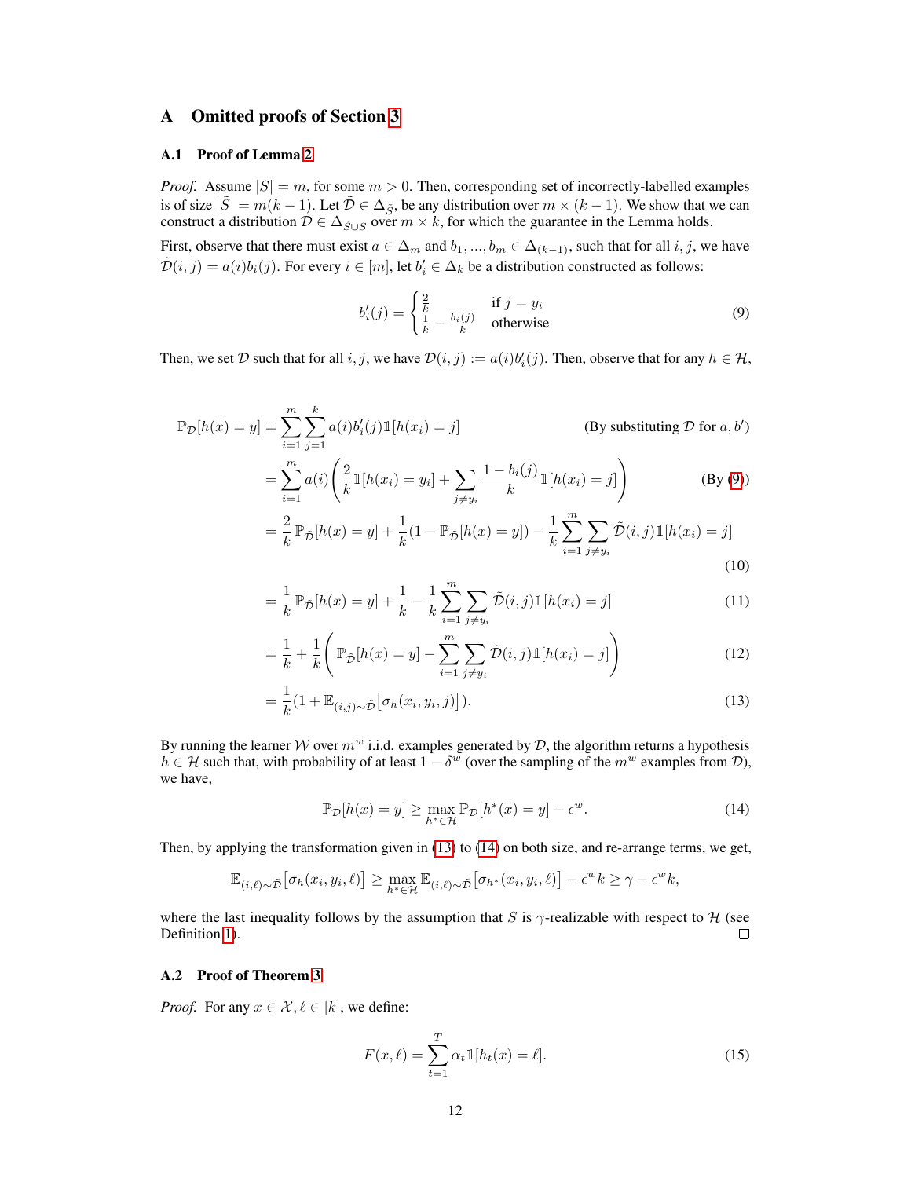# A Omitted proofs of Section 3

## A.1 Proof of Lemma 2

*Proof.* Assume $|S| = m$, for some $m > 0$. Then, corresponding set of incorrectly-labelled examples is of size $|\tilde{S}| = m(k-1)$. Let $\tilde{\mathcal{D}} \in \Delta_{\tilde{S}}$, be any distribution over $m \times (k-1)$. We show that we can construct a distribution $\mathcal{D} \in \Delta_{\tilde{S} \cup S}$ over $m \times k$, for which the guarantee in the Lemma holds.

First, observe that there must exist $a \in \Delta_m$ and $b_1, ..., b_m \in \Delta_{(k-1)}$, such that for all $i, j$, we have $\tilde{\mathcal{D}}(i,j) = a(i)b_i(j)$. For every $i \in [m]$, let $b'_i \in \Delta_k$ be a distribution constructed as follows:

$$
b'_i(j) = \begin{cases} \frac{2}{k} & \text{if } j = y_i \\ \frac{1}{k} - \frac{b_i(j)}{k} & \text{otherwise} \end{cases} \tag{9}
$$

Then, we set $\mathcal{D}$ such that for all $i, j$, we have $\mathcal{D}(i,j) := a(i)b'_i(j)$. Then, observe that for any $h \in \mathcal{H}$,

$$
\begin{aligned}
\mathbb{P}_{\mathcal{D}}[h(x) = y] &= \sum_{i=1}^{m} \sum_{j=1}^{k} a(i) b'_i(j) \mathbb{1}[h(x_i) = j] && \text{(By substituting } \mathcal{D} \text{ for } a, b'\text{)} \\
&= \sum_{i=1}^{m} a(i) \left( \frac{2}{k} \mathbb{1}[h(x_i) = y_i] + \sum_{j \neq y_i} \frac{1 - b_i(j)}{k} \mathbb{1}[h(x_i) = j] \right) && \text{(By (9))} \\
&= \frac{2}{k} \mathbb{P}_{\tilde{\mathcal{D}}}[h(x) = y] + \frac{1}{k}(1 - \mathbb{P}_{\tilde{\mathcal{D}}}[h(x) = y]) - \frac{1}{k} \sum_{i=1}^{m} \sum_{j \neq y_i} \tilde{\mathcal{D}}(i,j) \mathbb{1}[h(x_i) = j] && (10) \\
&= \frac{1}{k} \mathbb{P}_{\tilde{\mathcal{D}}}[h(x) = y] + \frac{1}{k} - \frac{1}{k} \sum_{i=1}^{m} \sum_{j \neq y_i} \tilde{\mathcal{D}}(i,j) \mathbb{1}[h(x_i) = j] && (11) \\
&= \frac{1}{k} + \frac{1}{k} \left( \mathbb{P}_{\tilde{\mathcal{D}}}[h(x) = y] - \sum_{i=1}^{m} \sum_{j \neq y_i} \tilde{\mathcal{D}}(i,j) \mathbb{1}[h(x_i) = j] \right) && (12) \\
&= \frac{1}{k} (1 + \mathbb{E}_{(i,j) \sim \tilde{\mathcal{D}}} [\sigma_h(x_i, y_i, j)]). && (13)
\end{aligned}
$$

By running the learner $\mathcal{W}$ over $m^w$ i.i.d. examples generated by $\mathcal{D}$, the algorithm returns a hypothesis $h \in \mathcal{H}$ such that, with probability of at least $1 - \delta^w$ (over the sampling of the $m^w$ examples from $\mathcal{D}$), we have,

$$
\mathbb{P}_{\mathcal{D}}[h(x) = y] \geq \max_{h^* \in \mathcal{H}} \mathbb{P}_{\mathcal{D}}[h^*(x) = y] - \epsilon^w. \tag{14}
$$

Then, by applying the transformation given in (13) to (14) on both size, and re-arrange terms, we get,

$$
\mathbb{E}_{(i,\ell) \sim \tilde{\mathcal{D}}} [\sigma_h(x_i, y_i, \ell)] \geq \max_{h^* \in \mathcal{H}} \mathbb{E}_{(i,\ell) \sim \tilde{\mathcal{D}}} [\sigma_{h^*}(x_i, y_i, \ell)] - \epsilon^w k \geq \gamma - \epsilon^w k,
$$

where the last inequality follows by the assumption that $S$ is $\gamma$-realizable with respect to $\mathcal{H}$ (see Definition 1). $\square$

## A.2 Proof of Theorem 3

*Proof.* For any $x \in \mathcal{X}, \ell \in [k]$, we define:

$$
F(x, \ell) = \sum_{t=1}^{T} \alpha_t \mathbb{1}[h_t(x) = \ell]. \tag{15}
$$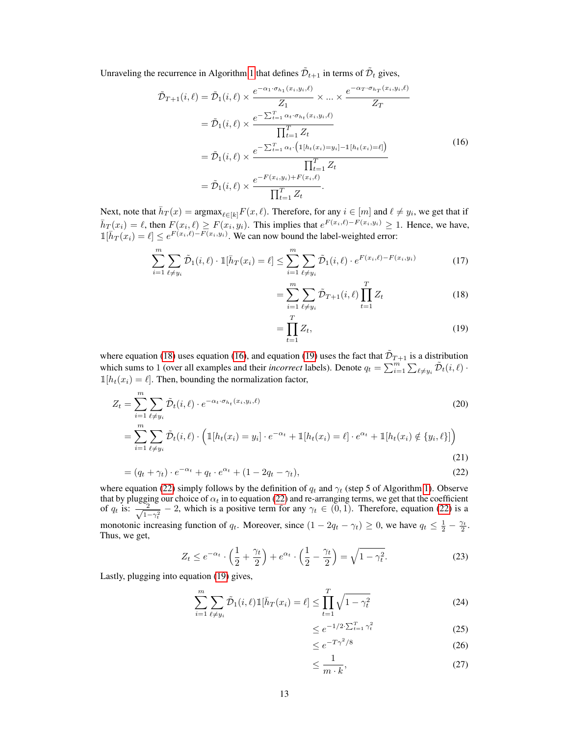Unraveling the recurrence in Algorithm 1 that defines $\tilde{\mathcal{D}}_{t+1}$ in terms of $\tilde{\mathcal{D}}_t$ gives,

$$
\begin{aligned}
\tilde{\mathcal{D}}_{T+1}(i,\ell) &= \tilde{\mathcal{D}}_1(i,\ell) \times \frac{e^{-\alpha_1 \cdot \sigma_{h_1}(x_i,y_i,\ell)}}{Z_1} \times \dots \times \frac{e^{-\alpha_T \cdot \sigma_{h_T}(x_i,y_i,\ell)}}{Z_T} \\
&= \tilde{\mathcal{D}}_1(i,\ell) \times \frac{e^{-\sum_{t=1}^T \alpha_t \cdot \sigma_{h_t}(x_i,y_i,\ell)}}{\prod_{t=1}^T Z_t} \\
&= \tilde{\mathcal{D}}_1(i,\ell) \times \frac{e^{-\sum_{t=1}^T \alpha_t \cdot \left(\mathbb{1}[h_t(x_i)=y_i] - \mathbb{1}[h_t(x_i)=\ell]\right)}}{\prod_{t=1}^T Z_t} \\
&= \tilde{\mathcal{D}}_1(i,\ell) \times \frac{e^{-F(x_i,y_i)+F(x_i,\ell)}}{\prod_{t=1}^T Z_t}.
\end{aligned} \tag{16}
$$

Next, note that $\bar{h}_T(x) = \text{argmax}_{\ell \in [k]} F(x,\ell)$. Therefore, for any $i \in [m]$ and $\ell \neq y_i$, we get that if $\bar{h}_T(x_i) = \ell$, then $F(x_i,\ell) \geq F(x_i,y_i)$. This implies that $e^{F(x_i,\ell)-F(x_i,y_i)} \geq 1$. Hence, we have, $\mathbb{1}[\bar{h}_T(x_i) = \ell] \leq e^{F(x_i,\ell)-F(x_i,y_i)}$. We can now bound the label-weighted error:

$$
\sum_{i=1}^m \sum_{\ell \neq y_i} \tilde{\mathcal{D}}_1(i,\ell) \cdot \mathbb{1}[\bar{h}_T(x_i) = \ell] \leq \sum_{i=1}^m \sum_{\ell \neq y_i} \tilde{\mathcal{D}}_1(i,\ell) \cdot e^{F(x_i,\ell)-F(x_i,y_i)} \tag{17}
$$

$$
= \sum_{i=1}^m \sum_{\ell \neq y_i} \tilde{\mathcal{D}}_{T+1}(i,\ell) \prod_{t=1}^T Z_t \tag{18}
$$

$$
= \prod_{t=1}^T Z_t, \tag{19}
$$

where equation (18) uses equation (16), and equation (19) uses the fact that $\tilde{\mathcal{D}}_{T+1}$ is a distribution which sums to 1 (over all examples and their *incorrect* labels). Denote $q_t = \sum_{i=1}^m \sum_{\ell \neq y_i} \tilde{\mathcal{D}}_t(i,\ell) \cdot \mathbb{1}[h_t(x_i) = \ell]$. Then, bounding the normalization factor,

$$
Z_t = \sum_{i=1}^m \sum_{\ell \neq y_i} \tilde{\mathcal{D}}_t(i,\ell) \cdot e^{-\alpha_t \cdot \sigma_{h_t}(x_i,y_i,\ell)} \tag{20}
$$

$$
= \sum_{i=1}^m \sum_{\ell \neq y_i} \tilde{\mathcal{D}}_t(i,\ell) \cdot \left(\mathbb{1}[h_t(x_i) = y_i] \cdot e^{-\alpha_t} + \mathbb{1}[h_t(x_i) = \ell] \cdot e^{\alpha_t} + \mathbb{1}[h_t(x_i) \notin \{y_i, \ell\}]\right) \tag{21}
$$

$$
= (q_t + \gamma_t) \cdot e^{-\alpha_t} + q_t \cdot e^{\alpha_t} + (1 - 2q_t - \gamma_t), \tag{22}
$$

where equation (22) simply follows by the definition of $q_t$ and $\gamma_t$ (step 5 of Algorithm 1). Observe that by plugging our choice of $\alpha_t$ in to equation (22) and re-arranging terms, we get that the coefficient of $q_t$ is: $\frac{2}{\sqrt{1-\gamma_t^2}} - 2$, which is a positive term for any $\gamma_t \in (0,1)$. Therefore, equation (22) is a monotonic increasing function of $q_t$. Moreover, since $(1 - 2q_t - \gamma_t) \geq 0$, we have $q_t \leq \frac{1}{2} - \frac{\gamma_t}{2}$. Thus, we get,

$$
Z_t \leq e^{-\alpha_t} \cdot \left(\frac{1}{2} + \frac{\gamma_t}{2}\right) + e^{\alpha_t} \cdot \left(\frac{1}{2} - \frac{\gamma_t}{2}\right) = \sqrt{1 - \gamma_t^2}. \tag{23}
$$

Lastly, plugging into equation (19) gives,

$$
\sum_{i=1}^m \sum_{\ell \neq y_i} \tilde{\mathcal{D}}_1(i,\ell) \mathbb{1}[\bar{h}_T(x_i) = \ell] \leq \prod_{t=1}^T \sqrt{1 - \gamma_t^2} \tag{24}
$$

$$
\leq e^{-1/2 \cdot \sum_{t=1}^T \gamma_t^2} \tag{25}
$$

$$
\leq e^{-T\gamma^2/8} \tag{26}
$$

$$
\leq \frac{1}{m \cdot k}, \tag{27}
$$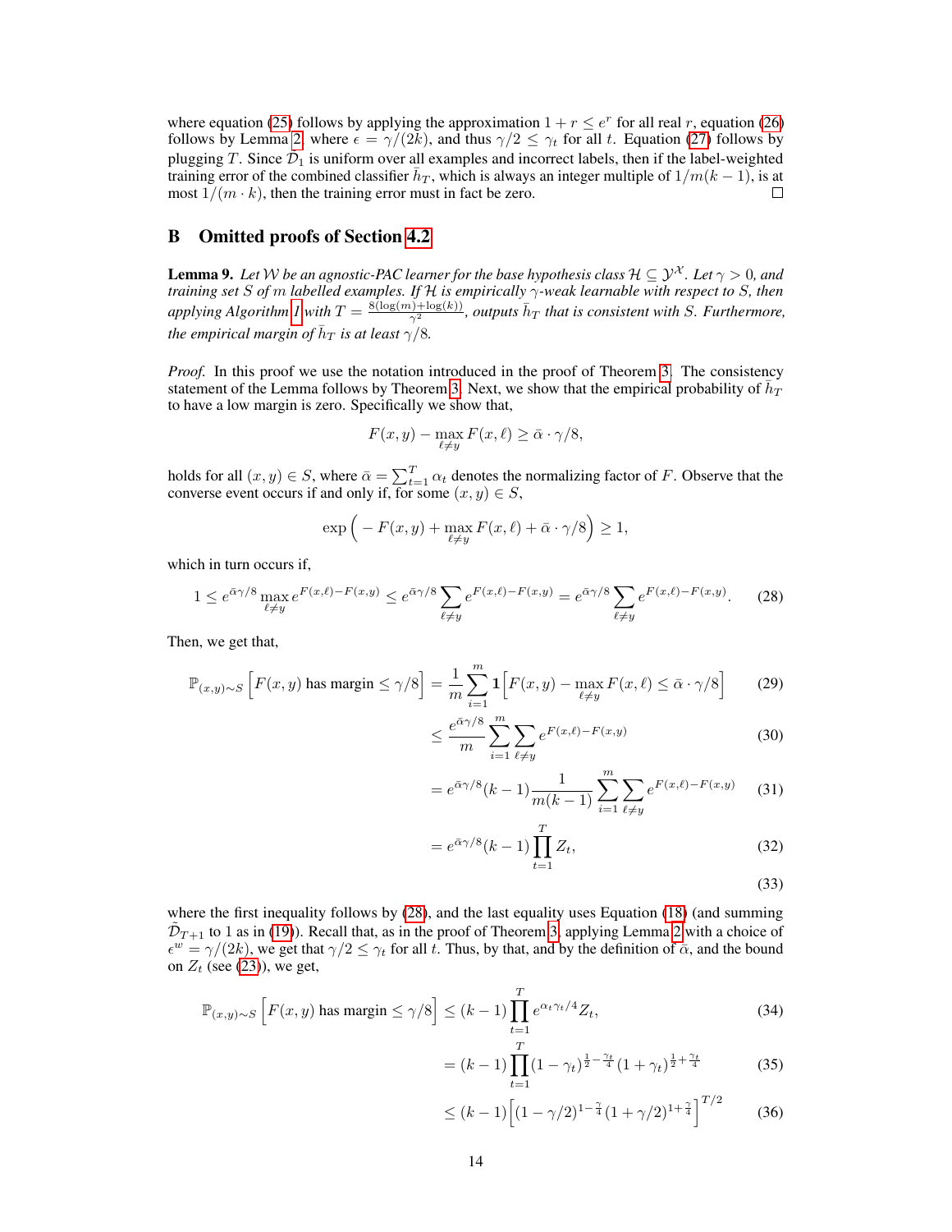where equation (25) follows by applying the approximation $1 + r \leq e^r$ for all real $r$, equation (26) follows by Lemma 2, where $\epsilon = \gamma/(2k)$, and thus $\gamma/2 \leq \gamma_t$ for all $t$. Equation (27) follows by plugging $T$. Since $\bar{\mathcal{D}}_1$ is uniform over all examples and incorrect labels, then if the label-weighted training error of the combined classifier $\bar{h}_T$, which is always an integer multiple of $1/m(k-1)$, is at most $1/(m \cdot k)$, then the training error must in fact be zero. □

## B Omitted proofs of Section 4.2

**Lemma 9.** *Let $\mathcal{W}$ be an agnostic-PAC learner for the base hypothesis class $\mathcal{H} \subseteq \mathcal{Y}^{\mathcal{X}}$. Let $\gamma > 0$, and training set $S$ of $m$ labelled examples. If $\mathcal{H}$ is empirically $\gamma$-weak learnable with respect to $S$, then applying Algorithm 1 with $T = \frac{8(\log(m)+\log(k))}{\gamma^2}$, outputs $\bar{h}_T$ that is consistent with $S$. Furthermore, the empirical margin of $\bar{h}_T$ is at least $\gamma/8$.*

*Proof.* In this proof we use the notation introduced in the proof of Theorem 3. The consistency statement of the Lemma follows by Theorem 3. Next, we show that the empirical probability of $\bar{h}_T$ to have a low margin is zero. Specifically we show that,

$$F(x,y) - \max_{\ell \neq y} F(x,\ell) \geq \bar{\alpha} \cdot \gamma/8,$$

holds for all $(x,y) \in S$, where $\bar{\alpha} = \sum_{t=1}^{T} \alpha_t$ denotes the normalizing factor of $F$. Observe that the converse event occurs if and only if, for some $(x,y) \in S$,

$$\exp\Big( - F(x,y) + \max_{\ell \neq y} F(x,\ell) + \bar{\alpha} \cdot \gamma/8 \Big) \geq 1,$$

which in turn occurs if,

$$1 \leq e^{\bar{\alpha}\gamma/8} \max_{\ell \neq y} e^{F(x,\ell)-F(x,y)} \leq e^{\bar{\alpha}\gamma/8} \sum_{\ell \neq y} e^{F(x,\ell)-F(x,y)} = e^{\bar{\alpha}\gamma/8} \sum_{\ell \neq y} e^{F(x,\ell)-F(x,y)}. \tag{28}$$

Then, we get that,

$$\begin{aligned}
\mathbb{P}_{(x,y)\sim S}\Big[F(x,y) \text{ has margin} \leq \gamma/8\Big] &= \frac{1}{m}\sum_{i=1}^{m} \mathbf{1}\Big[F(x,y) - \max_{\ell \neq y} F(x,\ell) \leq \bar{\alpha} \cdot \gamma/8\Big] && (29)\\
&\leq \frac{e^{\bar{\alpha}\gamma/8}}{m} \sum_{i=1}^{m} \sum_{\ell \neq y} e^{F(x,\ell)-F(x,y)} && (30)\\
&= e^{\bar{\alpha}\gamma/8}(k-1)\frac{1}{m(k-1)} \sum_{i=1}^{m} \sum_{\ell \neq y} e^{F(x,\ell)-F(x,y)} && (31)\\
&= e^{\bar{\alpha}\gamma/8}(k-1)\prod_{t=1}^{T} Z_t, && (32)\\
& && (33)
\end{aligned}$$

where the first inequality follows by (28), and the last equality uses Equation (18) (and summing $\bar{\mathcal{D}}_{T+1}$ to 1 as in (19)). Recall that, as in the proof of Theorem 3, applying Lemma 2 with a choice of $\epsilon^w = \gamma/(2k)$, we get that $\gamma/2 \leq \gamma_t$ for all $t$. Thus, by that, and by the definition of $\bar{\alpha}$, and the bound on $Z_t$ (see (23)), we get,

$$\begin{aligned}
\mathbb{P}_{(x,y)\sim S}\Big[F(x,y) \text{ has margin} \leq \gamma/8\Big] &\leq (k-1)\prod_{t=1}^{T} e^{\alpha_t \gamma_t/4} Z_t, && (34)\\
&= (k-1)\prod_{t=1}^{T} (1-\gamma_t)^{\frac{1}{2}-\frac{\gamma_t}{4}}(1+\gamma_t)^{\frac{1}{2}+\frac{\gamma_t}{4}} && (35)\\
&\leq (k-1)\Big[(1-\gamma/2)^{1-\frac{\gamma}{4}}(1+\gamma/2)^{1+\frac{\gamma}{4}}\Big]^{T/2} && (36)
\end{aligned}$$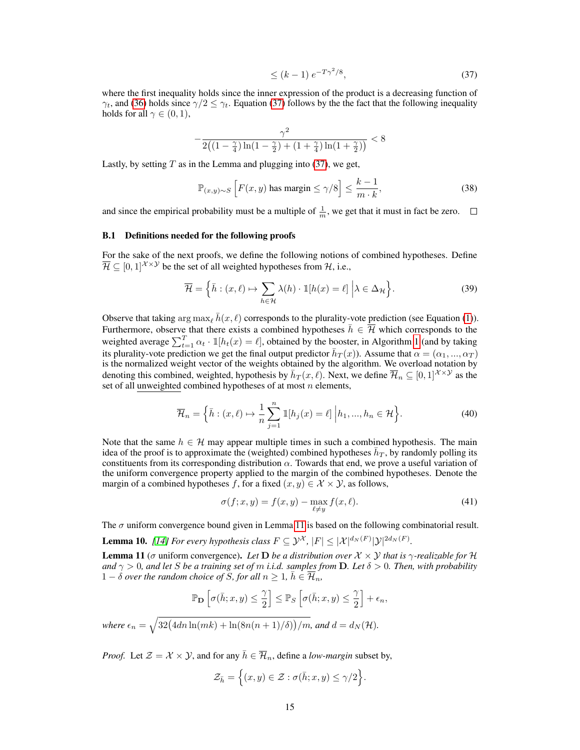$$\leq (k-1)\, e^{-T\gamma^2/8}, \tag{37}$$

where the first inequality holds since the inner expression of the product is a decreasing function of $\gamma_t$, and (36) holds since $\gamma/2 \leq \gamma_t$. Equation (37) follows by the the fact that the following inequality holds for all $\gamma \in (0, 1)$,

$$-\frac{\gamma^2}{2\big((1-\frac{\gamma}{4})\ln(1-\frac{\gamma}{2}) + (1+\frac{\gamma}{4})\ln(1+\frac{\gamma}{2})\big)} < 8$$

Lastly, by setting $T$ as in the Lemma and plugging into (37), we get,

$$\mathbb{P}_{(x,y)\sim S}\Big[F(x,y) \text{ has margin} \leq \gamma/8\Big] \leq \frac{k-1}{m\cdot k}, \tag{38}$$

and since the empirical probability must be a multiple of $\frac{1}{m}$, we get that it must in fact be zero. $\square$

### B.1 Definitions needed for the following proofs

For the sake of the next proofs, we define the following notions of combined hypotheses. Define $\overline{\mathcal{H}} \subseteq [0,1]^{\mathcal{X}\times\mathcal{Y}}$ be the set of all weighted hypotheses from $\mathcal{H}$, i.e.,

$$\overline{\mathcal{H}} = \Big\{\bar{h} : (x,\ell) \mapsto \sum_{h\in\mathcal{H}} \lambda(h)\cdot \mathbb{1}[h(x) = \ell] \;\Big|\; \lambda \in \Delta_{\mathcal{H}}\Big\}. \tag{39}$$

Observe that taking $\arg\max_\ell \bar{h}(x,\ell)$ corresponds to the plurality-vote prediction (see Equation (1)). Furthermore, observe that there exists a combined hypotheses $\bar{h} \in \overline{\mathcal{H}}$ which corresponds to the weighted average $\sum_{t=1}^{T} \alpha_t \cdot \mathbb{1}[h_t(x) = \ell]$, obtained by the booster, in Algorithm 1 (and by taking its plurality-vote prediction we get the final output predictor $\bar{h}_T(x)$). Assume that $\alpha = (\alpha_1, ..., \alpha_T)$ is the normalized weight vector of the weights obtained by the algorithm. We overload notation by denoting this combined, weighted, hypothesis by $\bar{h}_T(x,\ell)$. Next, we define $\overline{\mathcal{H}}_n \subseteq [0,1]^{\mathcal{X}\times\mathcal{Y}}$ as the set of all unweighted combined hypotheses of at most $n$ elements,

$$\overline{\mathcal{H}}_n = \Big\{\bar{h} : (x,\ell) \mapsto \frac{1}{n}\sum_{j=1}^{n} \mathbb{1}[h_j(x) = \ell] \;\Big|\; h_1, ..., h_n \in \mathcal{H}\Big\}. \tag{40}$$

Note that the same $h \in \mathcal{H}$ may appear multiple times in such a combined hypothesis. The main idea of the proof is to approximate the (weighted) combined hypotheses $\bar{h}_T$, by randomly polling its constituents from its corresponding distribution $\alpha$. Towards that end, we prove a useful variation of the uniform convergence property applied to the margin of the combined hypotheses. Denote the margin of a combined hypotheses $f$, for a fixed $(x,y) \in \mathcal{X}\times\mathcal{Y}$, as follows,

$$\sigma(f; x, y) = f(x,y) - \max_{\ell\neq y} f(x,\ell). \tag{41}$$

The $\sigma$ uniform convergence bound given in Lemma 11 is based on the following combinatorial result.

**Lemma 10.** *[14] For every hypothesis class $F \subseteq \mathcal{Y}^{\mathcal{X}}$, $|F| \leq |\mathcal{X}|^{d_N(F)}|\mathcal{Y}|^{2d_N(F)}$.*

**Lemma 11** ($\sigma$ uniform convergence)**.** *Let $\mathbf{D}$ be a distribution over $\mathcal{X}\times\mathcal{Y}$ that is $\gamma$-realizable for $\mathcal{H}$ and $\gamma > 0$, and let $S$ be a training set of $m$ i.i.d. samples from $\mathbf{D}$. Let $\delta > 0$. Then, with probability $1-\delta$ over the random choice of $S$, for all $n \geq 1$, $\bar{h} \in \overline{\mathcal{H}}_n$,*

$$\mathbb{P}_{\mathbf{D}}\Big[\sigma(\bar{h}; x, y) \leq \frac{\gamma}{2}\Big] \leq \mathbb{P}_S\Big[\sigma(\bar{h}; x, y) \leq \frac{\gamma}{2}\Big] + \epsilon_n,$$

*where $\epsilon_n = \sqrt{32\big(4dn\ln(mk) + \ln(8n(n+1)/\delta)\big)/m}$, and $d = d_N(\mathcal{H})$.*

*Proof.* Let $\mathcal{Z} = \mathcal{X}\times\mathcal{Y}$, and for any $\bar{h} \in \overline{\mathcal{H}}_n$, define a *low-margin* subset by,

$$\mathcal{Z}_{\bar{h}} = \Big\{(x,y) \in \mathcal{Z} : \sigma(\bar{h}; x, y) \leq \gamma/2\Big\}.$$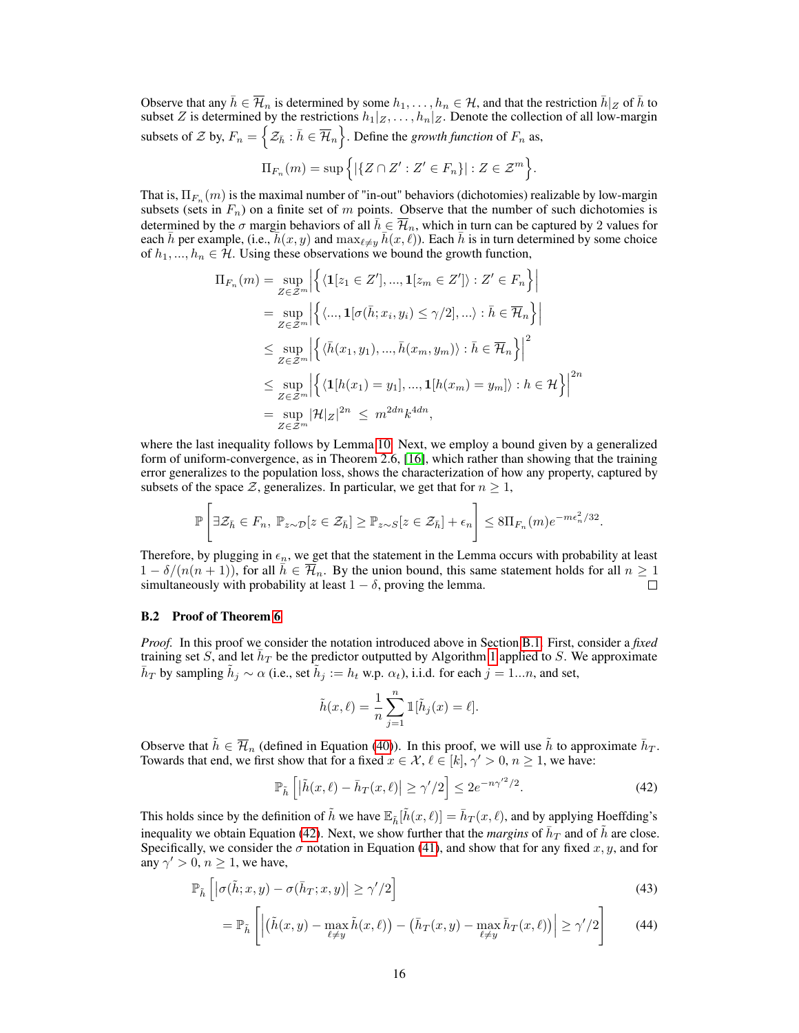Observe that any $\bar{h} \in \overline{\mathcal{H}}_n$ is determined by some $h_1, \ldots, h_n \in \mathcal{H}$, and that the restriction $\bar{h}|_Z$ of $\bar{h}$ to subset $Z$ is determined by the restrictions $h_1|_Z, \ldots, h_n|_Z$. Denote the collection of all low-margin subsets of $\mathcal{Z}$ by, $F_n = \left\{ \mathcal{Z}_{\bar{h}} : \bar{h} \in \overline{\mathcal{H}}_n \right\}$. Define the *growth function* of $F_n$ as,

$$\Pi_{F_n}(m) = \sup \left\{ |\{ Z \cap Z' : Z' \in F_n \}| : Z \in \mathcal{Z}^m \right\}.$$

That is, $\Pi_{F_n}(m)$ is the maximal number of "in-out" behaviors (dichotomies) realizable by low-margin subsets (sets in $F_n$) on a finite set of $m$ points. Observe that the number of such dichotomies is determined by the $\sigma$ margin behaviors of all $\bar{h} \in \overline{\mathcal{H}}_n$, which in turn can be captured by 2 values for each $\bar{h}$ per example, (i.e., $\bar{h}(x, y)$ and $\max_{\ell \neq y} \bar{h}(x, \ell)$). Each $\bar{h}$ is in turn determined by some choice of $h_1, ..., h_n \in \mathcal{H}$. Using these observations we bound the growth function,

$$\begin{aligned}
\Pi_{F_n}(m) &= \sup_{Z \in \mathcal{Z}^m} \left| \left\{ \langle \mathbf{1}[z_1 \in Z'], ..., \mathbf{1}[z_m \in Z'] \rangle : Z' \in F_n \right\} \right| \\
&= \sup_{Z \in \mathcal{Z}^m} \left| \left\{ \langle ..., \mathbf{1}[\sigma(\bar{h}; x_i, y_i) \leq \gamma/2], ... \rangle : \bar{h} \in \overline{\mathcal{H}}_n \right\} \right| \\
&\leq \sup_{Z \in \mathcal{Z}^m} \left| \left\{ \langle \bar{h}(x_1, y_1), ..., \bar{h}(x_m, y_m) \rangle : \bar{h} \in \overline{\mathcal{H}}_n \right\} \right|^2 \\
&\leq \sup_{Z \in \mathcal{Z}^m} \left| \left\{ \langle \mathbf{1}[h(x_1) = y_1], ..., \mathbf{1}[h(x_m) = y_m] \rangle : h \in \mathcal{H} \right\} \right|^{2n} \\
&= \sup_{Z \in \mathcal{Z}^m} |\mathcal{H}|_Z|^{2n} \;\leq\; m^{2dn} k^{4dn},
\end{aligned}$$

where the last inequality follows by Lemma 10. Next, we employ a bound given by a generalized form of uniform-convergence, as in Theorem 2.6, [16], which rather than showing that the training error generalizes to the population loss, shows the characterization of how any property, captured by subsets of the space $\mathcal{Z}$, generalizes. In particular, we get that for $n \geq 1$,

$$\mathbb{P}\left[ \exists \mathcal{Z}_{\bar{h}} \in F_n,\ \mathbb{P}_{z \sim \mathcal{D}}[z \in \mathcal{Z}_{\bar{h}}] \geq \mathbb{P}_{z \sim S}[z \in \mathcal{Z}_{\bar{h}}] + \epsilon_n \right] \leq 8 \Pi_{F_n}(m) e^{-m\epsilon_n^2/32}.$$

Therefore, by plugging in $\epsilon_n$, we get that the statement in the Lemma occurs with probability at least $1 - \delta/(n(n+1))$, for all $\bar{h} \in \overline{\mathcal{H}}_n$. By the union bound, this same statement holds for all $n \geq 1$ simultaneously with probability at least $1 - \delta$, proving the lemma. □

### B.2 Proof of Theorem 6

*Proof.* In this proof we consider the notation introduced above in Section B.1. First, consider a *fixed* training set $S$, and let $\bar{h}_T$ be the predictor outputted by Algorithm 1 applied to $S$. We approximate $\bar{h}_T$ by sampling $\tilde{h}_j \sim \alpha$ (i.e., set $\tilde{h}_j := h_t$ w.p. $\alpha_t$), i.i.d. for each $j = 1...n$, and set,

$$\tilde{h}(x, \ell) = \frac{1}{n} \sum_{j=1}^{n} \mathbb{1}[\tilde{h}_j(x) = \ell].$$

Observe that $\tilde{h} \in \overline{\mathcal{H}}_n$ (defined in Equation (40)). In this proof, we will use $\tilde{h}$ to approximate $\bar{h}_T$. Towards that end, we first show that for a fixed $x \in \mathcal{X}$, $\ell \in [k]$, $\gamma' > 0$, $n \geq 1$, we have:

$$\mathbb{P}_{\tilde{h}}\left[ \left| \tilde{h}(x, \ell) - \bar{h}_T(x, \ell) \right| \geq \gamma'/2 \right] \leq 2e^{-n\gamma'^2/2}. \tag{42}$$

This holds since by the definition of $\tilde{h}$ we have $\mathbb{E}_{\tilde{h}}[\tilde{h}(x, \ell)] = \bar{h}_T(x, \ell)$, and by applying Hoeffding's inequality we obtain Equation (42). Next, we show further that the *margins* of $\bar{h}_T$ and of $\tilde{h}$ are close. Specifically, we consider the $\sigma$ notation in Equation (41), and show that for any fixed $x, y$, and for any $\gamma' > 0$, $n \geq 1$, we have,

$$\mathbb{P}_{\tilde{h}}\left[ \left| \sigma(\tilde{h}; x, y) - \sigma(\bar{h}_T; x, y) \right| \geq \gamma'/2 \right] \tag{43}$$

$$= \mathbb{P}_{\tilde{h}}\left[ \left| \left( \tilde{h}(x, y) - \max_{\ell \neq y} \tilde{h}(x, \ell) \right) - \left( \bar{h}_T(x, y) - \max_{\ell \neq y} \bar{h}_T(x, \ell) \right) \right| \geq \gamma'/2 \right] \tag{44}$$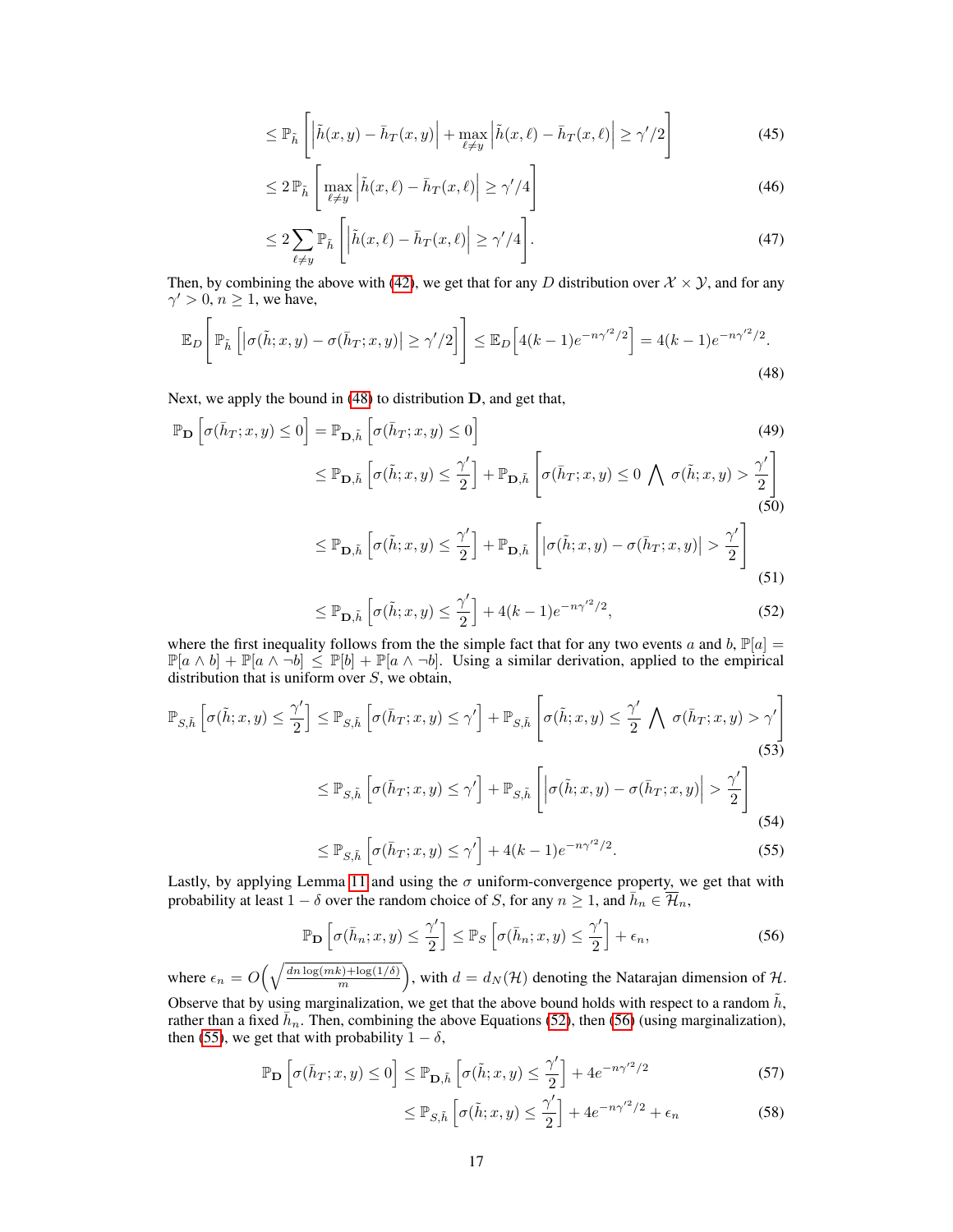$$\leq \mathbb{P}_{\tilde{h}}\left[\left|\tilde{h}(x,y) - \bar{h}_T(x,y)\right| + \max_{\ell \neq y}\left|\tilde{h}(x,\ell) - \bar{h}_T(x,\ell)\right| \geq \gamma'/2\right] \tag{45}$$

$$\leq 2\,\mathbb{P}_{\tilde{h}}\left[\max_{\ell \neq y}\left|\tilde{h}(x,\ell) - \bar{h}_T(x,\ell)\right| \geq \gamma'/4\right] \tag{46}$$

$$\leq 2\sum_{\ell \neq y}\mathbb{P}_{\tilde{h}}\left[\left|\tilde{h}(x,\ell) - \bar{h}_T(x,\ell)\right| \geq \gamma'/4\right]. \tag{47}$$

Then, by combining the above with (42), we get that for any $D$ distribution over $\mathcal{X} \times \mathcal{Y}$, and for any $\gamma' > 0$, $n \geq 1$, we have,

$$\mathbb{E}_D\left[\mathbb{P}_{\tilde{h}}\left[\left|\sigma(\tilde{h};x,y) - \sigma(\bar{h}_T;x,y)\right| \geq \gamma'/2\right]\right] \leq \mathbb{E}_D\left[4(k-1)e^{-n\gamma'^2/2}\right] = 4(k-1)e^{-n\gamma'^2/2}. \tag{48}$$

Next, we apply the bound in (48) to distribution $\mathbf{D}$, and get that,

$$\mathbb{P}_{\mathbf{D}}\left[\sigma(\bar{h}_T;x,y) \leq 0\right] = \mathbb{P}_{\mathbf{D},\tilde{h}}\left[\sigma(\bar{h}_T;x,y) \leq 0\right] \tag{49}$$

$$\leq \mathbb{P}_{\mathbf{D},\tilde{h}}\left[\sigma(\tilde{h};x,y) \leq \frac{\gamma'}{2}\right] + \mathbb{P}_{\mathbf{D},\tilde{h}}\left[\sigma(\bar{h}_T;x,y) \leq 0 \bigwedge \sigma(\tilde{h};x,y) > \frac{\gamma'}{2}\right] \tag{50}$$

$$\leq \mathbb{P}_{\mathbf{D},\tilde{h}}\left[\sigma(\tilde{h};x,y) \leq \frac{\gamma'}{2}\right] + \mathbb{P}_{\mathbf{D},\tilde{h}}\left[\left|\sigma(\tilde{h};x,y) - \sigma(\bar{h}_T;x,y)\right| > \frac{\gamma'}{2}\right] \tag{51}$$

$$\leq \mathbb{P}_{\mathbf{D},\tilde{h}}\left[\sigma(\tilde{h};x,y) \leq \frac{\gamma'}{2}\right] + 4(k-1)e^{-n\gamma'^2/2}, \tag{52}$$

where the first inequality follows from the the simple fact that for any two events $a$ and $b$, $\mathbb{P}[a] = \mathbb{P}[a \wedge b] + \mathbb{P}[a \wedge \neg b] \leq \mathbb{P}[b] + \mathbb{P}[a \wedge \neg b]$. Using a similar derivation, applied to the empirical distribution that is uniform over $S$, we obtain,

$$\mathbb{P}_{S,\tilde{h}}\left[\sigma(\tilde{h};x,y) \leq \frac{\gamma'}{2}\right] \leq \mathbb{P}_{S,\tilde{h}}\left[\sigma(\bar{h}_T;x,y) \leq \gamma'\right] + \mathbb{P}_{S,\tilde{h}}\left[\sigma(\tilde{h};x,y) \leq \frac{\gamma'}{2} \bigwedge \sigma(\bar{h}_T;x,y) > \gamma'\right] \tag{53}$$

$$\leq \mathbb{P}_{S,\tilde{h}}\left[\sigma(\bar{h}_T;x,y) \leq \gamma'\right] + \mathbb{P}_{S,\tilde{h}}\left[\left|\sigma(\tilde{h};x,y) - \sigma(\bar{h}_T;x,y)\right| > \frac{\gamma'}{2}\right] \tag{54}$$

$$\leq \mathbb{P}_{S,\tilde{h}}\left[\sigma(\bar{h}_T;x,y) \leq \gamma'\right] + 4(k-1)e^{-n\gamma'^2/2}. \tag{55}$$

Lastly, by applying Lemma 11 and using the $\sigma$ uniform-convergence property, we get that with probability at least $1-\delta$ over the random choice of $S$, for any $n \geq 1$, and $\bar{h}_n \in \overline{\mathcal{H}}_n$,

$$\mathbb{P}_{\mathbf{D}}\left[\sigma(\bar{h}_n;x,y) \leq \frac{\gamma'}{2}\right] \leq \mathbb{P}_S\left[\sigma(\bar{h}_n;x,y) \leq \frac{\gamma'}{2}\right] + \epsilon_n, \tag{56}$$

where $\epsilon_n = O\Big(\sqrt{\frac{dn\log(mk)+\log(1/\delta)}{m}}\Big)$, with $d = d_N(\mathcal{H})$ denoting the Natarajan dimension of $\mathcal{H}$. Observe that by using marginalization, we get that the above bound holds with respect to a random $\tilde{h}$, rather than a fixed $\bar{h}_n$. Then, combining the above Equations (52), then (56) (using marginalization), then (55), we get that with probability $1-\delta$,

$$\mathbb{P}_{\mathbf{D}}\left[\sigma(\bar{h}_T;x,y) \leq 0\right] \leq \mathbb{P}_{\mathbf{D},\tilde{h}}\left[\sigma(\tilde{h};x,y) \leq \frac{\gamma'}{2}\right] + 4e^{-n\gamma'^2/2} \tag{57}$$

$$\leq \mathbb{P}_{S,\tilde{h}}\left[\sigma(\tilde{h};x,y) \leq \frac{\gamma'}{2}\right] + 4e^{-n\gamma'^2/2} + \epsilon_n \tag{58}$$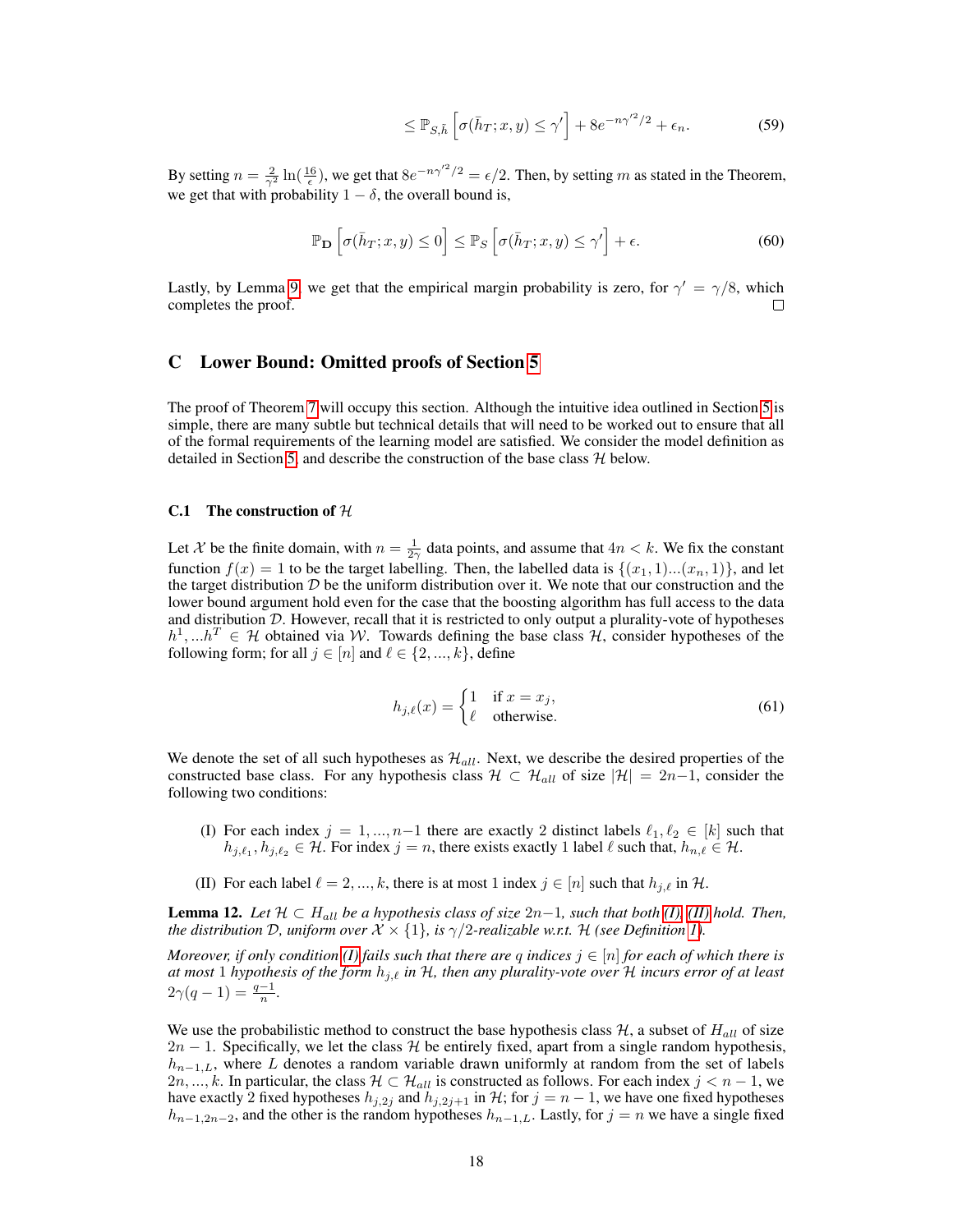$$\leq \mathbb{P}_{S,\tilde{h}}\left[\sigma(\bar{h}_T; x, y) \leq \gamma'\right] + 8e^{-n\gamma'^2/2} + \epsilon_n. \tag{59}$$

By setting $n = \frac{2}{\gamma^2}\ln(\frac{16}{\epsilon})$, we get that $8e^{-n\gamma'^2/2} = \epsilon/2$. Then, by setting $m$ as stated in the Theorem, we get that with probability $1-\delta$, the overall bound is,

$$\mathbb{P}_{\mathbf{D}}\left[\sigma(\bar{h}_T; x, y) \leq 0\right] \leq \mathbb{P}_S\left[\sigma(\bar{h}_T; x, y) \leq \gamma'\right] + \epsilon. \tag{60}$$

Lastly, by Lemma 9, we get that the empirical margin probability is zero, for $\gamma' = \gamma/8$, which completes the proof. □

## C Lower Bound: Omitted proofs of Section 5

The proof of Theorem 7 will occupy this section. Although the intuitive idea outlined in Section 5 is simple, there are many subtle but technical details that will need to be worked out to ensure that all of the formal requirements of the learning model are satisfied. We consider the model definition as detailed in Section 5, and describe the construction of the base class $\mathcal{H}$ below.

### C.1 The construction of $\mathcal{H}$

Let $\mathcal{X}$ be the finite domain, with $n = \frac{1}{2\gamma}$ data points, and assume that $4n < k$. We fix the constant function $f(x) = 1$ to be the target labelling. Then, the labelled data is $\{(x_1, 1)...(x_n, 1)\}$, and let the target distribution $\mathcal{D}$ be the uniform distribution over it. We note that our construction and the lower bound argument hold even for the case that the boosting algorithm has full access to the data and distribution $\mathcal{D}$. However, recall that it is restricted to only output a plurality-vote of hypotheses $h^1, ...h^T \in \mathcal{H}$ obtained via $\mathcal{W}$. Towards defining the base class $\mathcal{H}$, consider hypotheses of the following form; for all $j \in [n]$ and $\ell \in \{2, ..., k\}$, define

$$h_{j,\ell}(x) = \begin{cases} 1 & \text{if } x = x_j, \\ \ell & \text{otherwise.} \end{cases} \tag{61}$$

We denote the set of all such hypotheses as $\mathcal{H}_{all}$. Next, we describe the desired properties of the constructed base class. For any hypothesis class $\mathcal{H} \subset \mathcal{H}_{all}$ of size $|\mathcal{H}| = 2n-1$, consider the following two conditions:

(I) For each index $j = 1, ..., n-1$ there are exactly 2 distinct labels $\ell_1, \ell_2 \in [k]$ such that $h_{j,\ell_1}, h_{j,\ell_2} \in \mathcal{H}$. For index $j = n$, there exists exactly 1 label $\ell$ such that, $h_{n,\ell} \in \mathcal{H}$.

(II) For each label $\ell = 2, ..., k$, there is at most 1 index $j \in [n]$ such that $h_{j,\ell}$ in $\mathcal{H}$.

**Lemma 12.** *Let $\mathcal{H} \subset H_{all}$ be a hypothesis class of size $2n-1$, such that both (I), (II) hold. Then, the distribution $\mathcal{D}$, uniform over $\mathcal{X} \times \{1\}$, is $\gamma/2$-realizable w.r.t. $\mathcal{H}$ (see Definition 1).*

*Moreover, if only condition (I) fails such that there are $q$ indices $j \in [n]$ for each of which there is at most 1 hypothesis of the form $h_{j,\ell}$ in $\mathcal{H}$, then any plurality-vote over $\mathcal{H}$ incurs error of at least $2\gamma(q-1) = \frac{q-1}{n}$.*

We use the probabilistic method to construct the base hypothesis class $\mathcal{H}$, a subset of $H_{all}$ of size $2n-1$. Specifically, we let the class $\mathcal{H}$ be entirely fixed, apart from a single random hypothesis, $h_{n-1,L}$, where $L$ denotes a random variable drawn uniformly at random from the set of labels $2n, ..., k$. In particular, the class $\mathcal{H} \subset \mathcal{H}_{all}$ is constructed as follows. For each index $j < n-1$, we have exactly 2 fixed hypotheses $h_{j,2j}$ and $h_{j,2j+1}$ in $\mathcal{H}$; for $j = n-1$, we have one fixed hypotheses $h_{n-1,2n-2}$, and the other is the random hypotheses $h_{n-1,L}$. Lastly, for $j = n$ we have a single fixed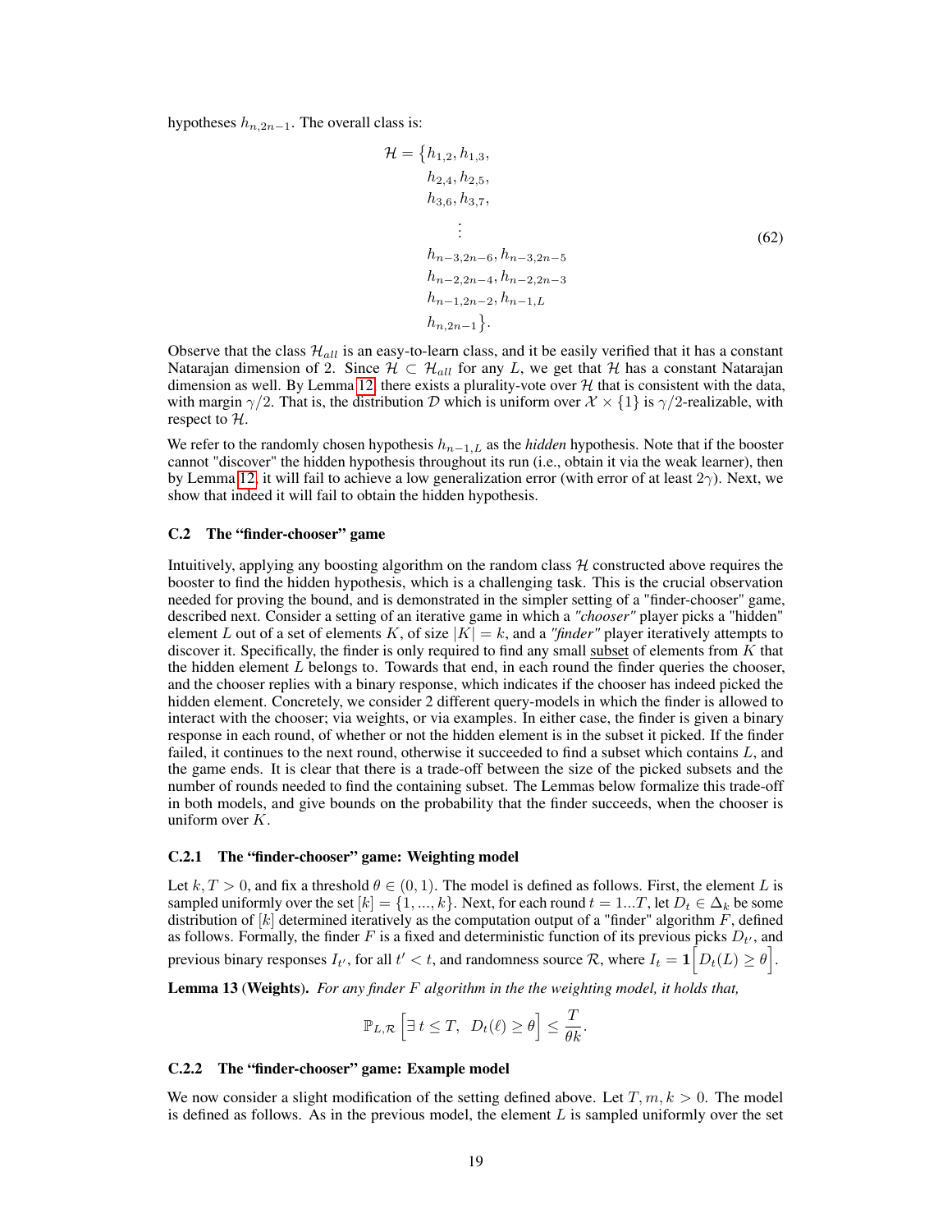hypotheses $h_{n,2n-1}$. The overall class is:

$$
\begin{aligned}
\mathcal{H} = \{&h_{1,2}, h_{1,3}, \\
&h_{2,4}, h_{2,5}, \\
&h_{3,6}, h_{3,7}, \\
&\quad \vdots \\
&h_{n-3,2n-6}, h_{n-3,2n-5} \\
&h_{n-2,2n-4}, h_{n-2,2n-3} \\
&h_{n-1,2n-2}, h_{n-1,L} \\
&h_{n,2n-1}\}.
\end{aligned}
\tag{62}
$$

Observe that the class $\mathcal{H}_{all}$ is an easy-to-learn class, and it be easily verified that it has a constant Natarajan dimension of 2. Since $\mathcal{H} \subset \mathcal{H}_{all}$ for any $L$, we get that $\mathcal{H}$ has a constant Natarajan dimension as well. By Lemma 12, there exists a plurality-vote over $\mathcal{H}$ that is consistent with the data, with margin $\gamma/2$. That is, the distribution $\mathcal{D}$ which is uniform over $\mathcal{X} \times \{1\}$ is $\gamma/2$-realizable, with respect to $\mathcal{H}$.

We refer to the randomly chosen hypothesis $h_{n-1,L}$ as the *hidden* hypothesis. Note that if the booster cannot "discover" the hidden hypothesis throughout its run (i.e., obtain it via the weak learner), then by Lemma 12, it will fail to achieve a low generalization error (with error of at least $2\gamma$). Next, we show that indeed it will fail to obtain the hidden hypothesis.

### C.2 The "finder-chooser" game

Intuitively, applying any boosting algorithm on the random class $\mathcal{H}$ constructed above requires the booster to find the hidden hypothesis, which is a challenging task. This is the crucial observation needed for proving the bound, and is demonstrated in the simpler setting of a "finder-chooser" game, described next. Consider a setting of an iterative game in which a *"chooser"* player picks a "hidden" element $L$ out of a set of elements $K$, of size $|K| = k$, and a *"finder"* player iteratively attempts to discover it. Specifically, the finder is only required to find any small subset of elements from $K$ that the hidden element $L$ belongs to. Towards that end, in each round the finder queries the chooser, and the chooser replies with a binary response, which indicates if the chooser has indeed picked the hidden element. Concretely, we consider 2 different query-models in which the finder is allowed to interact with the chooser; via weights, or via examples. In either case, the finder is given a binary response in each round, of whether or not the hidden element is in the subset it picked. If the finder failed, it continues to the next round, otherwise it succeeded to find a subset which contains $L$, and the game ends. It is clear that there is a trade-off between the size of the picked subsets and the number of rounds needed to find the containing subset. The Lemmas below formalize this trade-off in both models, and give bounds on the probability that the finder succeeds, when the chooser is uniform over $K$.

#### C.2.1 The "finder-chooser" game: Weighting model

Let $k, T > 0$, and fix a threshold $\theta \in (0, 1)$. The model is defined as follows. First, the element $L$ is sampled uniformly over the set $[k] = \{1, ..., k\}$. Next, for each round $t = 1...T$, let $D_t \in \Delta_k$ be some distribution of $[k]$ determined iteratively as the computation output of a "finder" algorithm $F$, defined as follows. Formally, the finder $F$ is a fixed and deterministic function of its previous picks $D_{t'}$, and previous binary responses $I_{t'}$, for all $t' < t$, and randomness source $\mathcal{R}$, where $I_t = \mathbf{1}\Big[D_t(L) \geq \theta\Big]$.

**Lemma 13** (**Weights**)**.** *For any finder $F$ algorithm in the the weighting model, it holds that,*

$$
\mathbb{P}_{L,\mathcal{R}}\Big[\exists\, t \leq T,\;\; D_t(\ell) \geq \theta\Big] \leq \frac{T}{\theta k}.
$$

#### C.2.2 The "finder-chooser" game: Example model

We now consider a slight modification of the setting defined above. Let $T, m, k > 0$. The model is defined as follows. As in the previous model, the element $L$ is sampled uniformly over the set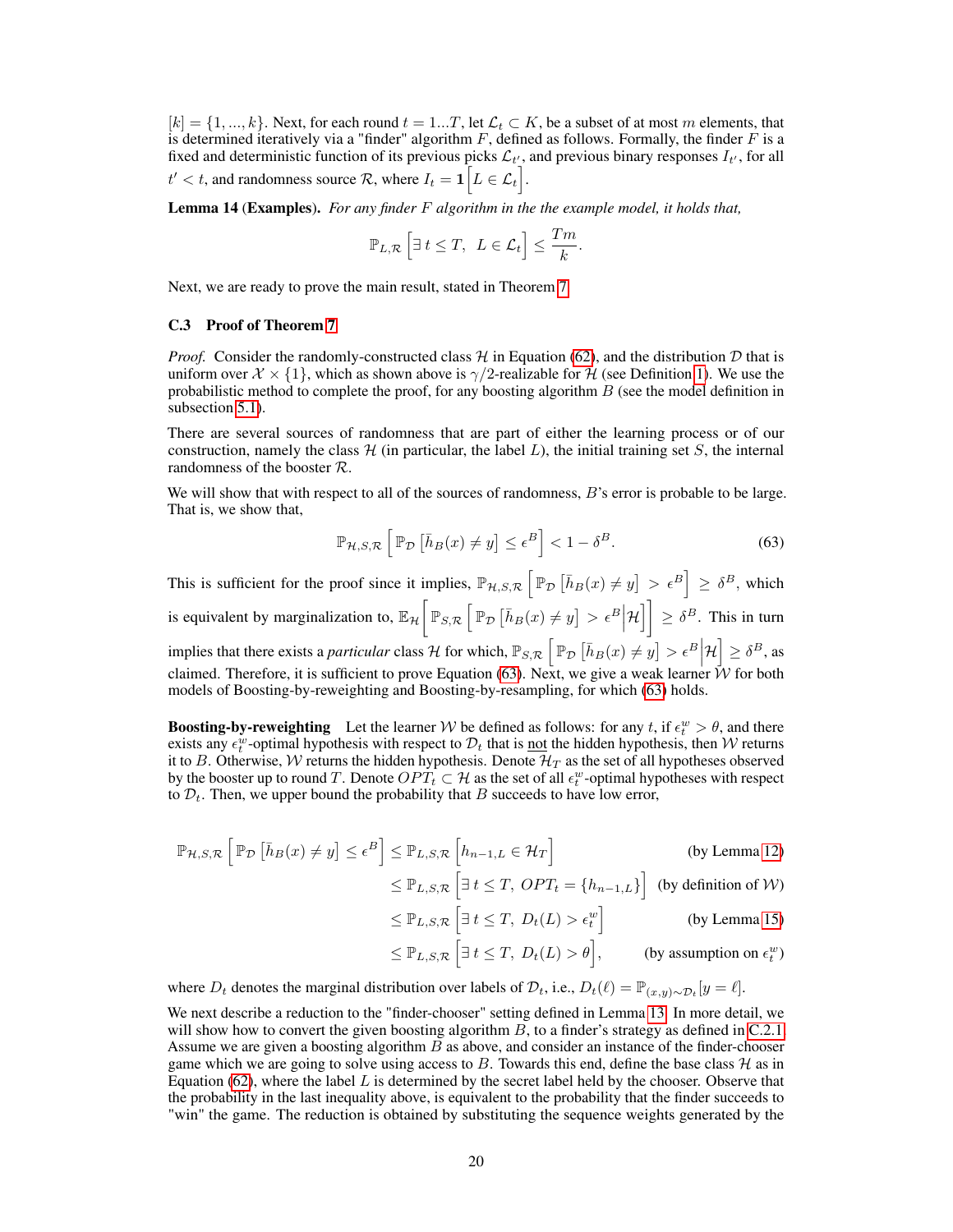$[k] = \{1, ..., k\}$. Next, for each round $t = 1...T$, let $\mathcal{L}_t \subset K$, be a subset of at most $m$ elements, that is determined iteratively via a "finder" algorithm $F$, defined as follows. Formally, the finder $F$ is a fixed and deterministic function of its previous picks $\mathcal{L}_{t'}$, and previous binary responses $I_{t'}$, for all $t' < t$, and randomness source $\mathcal{R}$, where $I_t = \mathbf{1}\left[L \in \mathcal{L}_t\right]$.

**Lemma 14 (Examples).** *For any finder $F$ algorithm in the the example model, it holds that,*

$$\mathbb{P}_{L,\mathcal{R}}\left[\exists\, t \leq T,\;\; L \in \mathcal{L}_t\right] \leq \frac{Tm}{k}.$$

Next, we are ready to prove the main result, stated in Theorem 7.

### C.3 Proof of Theorem 7

*Proof.* Consider the randomly-constructed class $\mathcal{H}$ in Equation (62), and the distribution $\mathcal{D}$ that is uniform over $\mathcal{X} \times \{1\}$, which as shown above is $\gamma/2$-realizable for $\mathcal{H}$ (see Definition 1). We use the probabilistic method to complete the proof, for any boosting algorithm $B$ (see the model definition in subsection 5.1).

There are several sources of randomness that are part of either the learning process or of our construction, namely the class $\mathcal{H}$ (in particular, the label $L$), the initial training set $S$, the internal randomness of the booster $\mathcal{R}$.

We will show that with respect to all of the sources of randomness, $B$'s error is probable to be large. That is, we show that,

$$\mathbb{P}_{\mathcal{H},S,\mathcal{R}}\left[\mathbb{P}_{\mathcal{D}}\left[\bar{h}_B(x) \neq y\right] \leq \epsilon^B\right] < 1 - \delta^B. \tag{63}$$

This is sufficient for the proof since it implies, $\mathbb{P}_{\mathcal{H},S,\mathcal{R}}\left[\mathbb{P}_{\mathcal{D}}\left[\bar{h}_B(x) \neq y\right] > \epsilon^B\right] \geq \delta^B$, which is equivalent by marginalization to, $\mathbb{E}_{\mathcal{H}}\left[\mathbb{P}_{S,\mathcal{R}}\left[\mathbb{P}_{\mathcal{D}}\left[\bar{h}_B(x) \neq y\right] > \epsilon^B \middle| \mathcal{H}\right]\right] \geq \delta^B$. This in turn implies that there exists a *particular* class $\mathcal{H}$ for which, $\mathbb{P}_{S,\mathcal{R}}\left[\mathbb{P}_{\mathcal{D}}\left[\bar{h}_B(x) \neq y\right] > \epsilon^B \middle| \mathcal{H}\right] \geq \delta^B$, as claimed. Therefore, it is sufficient to prove Equation (63). Next, we give a weak learner $\mathcal{W}$ for both models of Boosting-by-reweighting and Boosting-by-resampling, for which (63) holds.

**Boosting-by-reweighting** Let the learner $\mathcal{W}$ be defined as follows: for any $t$, if $\epsilon_t^w > \theta$, and there exists any $\epsilon_t^w$-optimal hypothesis with respect to $\mathcal{D}_t$ that is <u>not</u> the hidden hypothesis, then $\mathcal{W}$ returns it to $B$. Otherwise, $\mathcal{W}$ returns the hidden hypothesis. Denote $\mathcal{H}_T$ as the set of all hypotheses observed by the booster up to round $T$. Denote $OPT_t \subset \mathcal{H}$ as the set of all $\epsilon_t^w$-optimal hypotheses with respect to $\mathcal{D}_t$. Then, we upper bound the probability that $B$ succeeds to have low error,

$$\begin{aligned}
\mathbb{P}_{\mathcal{H},S,\mathcal{R}}\left[\mathbb{P}_{\mathcal{D}}\left[\bar{h}_B(x) \neq y\right] \leq \epsilon^B\right] &\leq \mathbb{P}_{L,S,\mathcal{R}}\left[h_{n-1,L} \in \mathcal{H}_T\right] && \text{(by Lemma 12)} \\
&\leq \mathbb{P}_{L,S,\mathcal{R}}\left[\exists\, t \leq T,\; OPT_t = \{h_{n-1,L}\}\right] && \text{(by definition of } \mathcal{W}) \\
&\leq \mathbb{P}_{L,S,\mathcal{R}}\left[\exists\, t \leq T,\; D_t(L) > \epsilon_t^w\right] && \text{(by Lemma 15)} \\
&\leq \mathbb{P}_{L,S,\mathcal{R}}\left[\exists\, t \leq T,\; D_t(L) > \theta\right], && \text{(by assumption on } \epsilon_t^w)
\end{aligned}$$

where $D_t$ denotes the marginal distribution over labels of $\mathcal{D}_t$, i.e., $D_t(\ell) = \mathbb{P}_{(x,y)\sim\mathcal{D}_t}[y = \ell]$.

We next describe a reduction to the "finder-chooser" setting defined in Lemma 13. In more detail, we will show how to convert the given boosting algorithm $B$, to a finder's strategy as defined in C.2.1. Assume we are given a boosting algorithm $B$ as above, and consider an instance of the finder-chooser game which we are going to solve using access to $B$. Towards this end, define the base class $\mathcal{H}$ as in Equation (62), where the label $L$ is determined by the secret label held by the chooser. Observe that the probability in the last inequality above, is equivalent to the probability that the finder succeeds to "win" the game. The reduction is obtained by substituting the sequence weights generated by the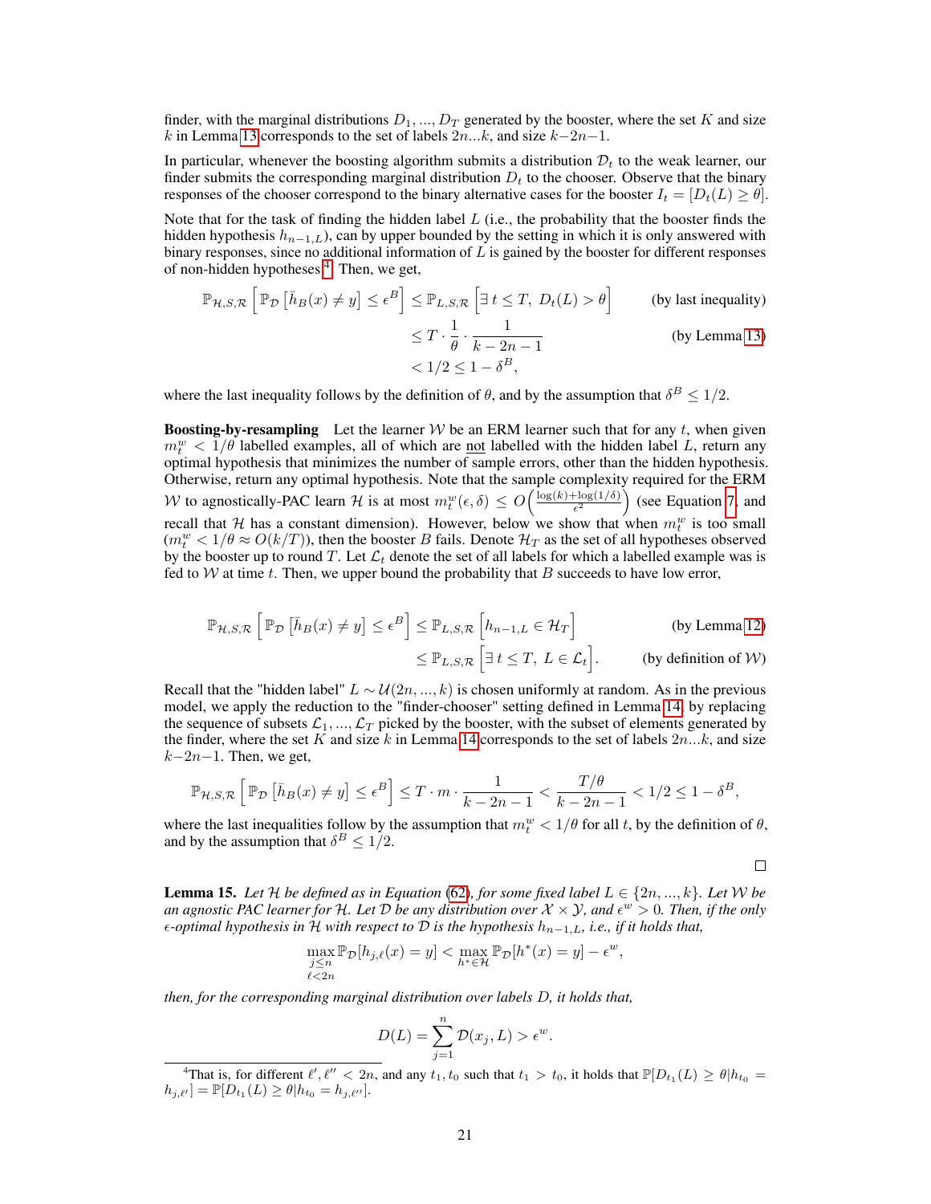finder, with the marginal distributions $D_1, ..., D_T$ generated by the booster, where the set $K$ and size $k$ in Lemma 13 corresponds to the set of labels $2n...k$, and size $k-2n-1$.

In particular, whenever the boosting algorithm submits a distribution $\mathcal{D}_t$ to the weak learner, our finder submits the corresponding marginal distribution $D_t$ to the chooser. Observe that the binary responses of the chooser correspond to the binary alternative cases for the booster $I_t = [D_t(L) \geq \theta]$.

Note that for the task of finding the hidden label $L$ (i.e., the probability that the booster finds the hidden hypothesis $h_{n-1,L}$), can by upper bounded by the setting in which it is only answered with binary responses, since no additional information of $L$ is gained by the booster for different responses of non-hidden hypotheses[4]. Then, we get,

$$
\begin{aligned}
\mathbb{P}_{\mathcal{H},S,\mathcal{R}}\left[\mathbb{P}_{\mathcal{D}}\left[\bar{h}_B(x) \neq y\right] \leq \epsilon^B\right] &\leq \mathbb{P}_{L,S,\mathcal{R}}\left[\exists\, t \leq T,\ D_t(L) > \theta\right] && \text{(by last inequality)} \\
&\leq T \cdot \frac{1}{\theta} \cdot \frac{1}{k-2n-1} && \text{(by Lemma 13)} \\
&< 1/2 \leq 1 - \delta^B,
\end{aligned}
$$

where the last inequality follows by the definition of $\theta$, and by the assumption that $\delta^B \leq 1/2$.

**Boosting-by-resampling** Let the learner $\mathcal{W}$ be an ERM learner such that for any $t$, when given $m^w_t < 1/\theta$ labelled examples, all of which are not labelled with the hidden label $L$, return any optimal hypothesis that minimizes the number of sample errors, other than the hidden hypothesis. Otherwise, return any optimal hypothesis. Note that the sample complexity required for the ERM $\mathcal{W}$ to agnostically-PAC learn $\mathcal{H}$ is at most $m^w_t(\epsilon, \delta) \leq O\left(\frac{\log(k)+\log(1/\delta)}{\epsilon^2}\right)$ (see Equation 7, and recall that $\mathcal{H}$ has a constant dimension). However, below we show that when $m^w_t$ is too small ($m^w_t < 1/\theta \approx O(k/T)$), then the booster $B$ fails. Denote $\mathcal{H}_T$ as the set of all hypotheses observed by the booster up to round $T$. Let $\mathcal{L}_t$ denote the set of all labels for which a labelled example was is fed to $\mathcal{W}$ at time $t$. Then, we upper bound the probability that $B$ succeeds to have low error,

$$
\begin{aligned}
\mathbb{P}_{\mathcal{H},S,\mathcal{R}}\left[\mathbb{P}_{\mathcal{D}}\left[\bar{h}_B(x) \neq y\right] \leq \epsilon^B\right] &\leq \mathbb{P}_{L,S,\mathcal{R}}\left[h_{n-1,L} \in \mathcal{H}_T\right] && \text{(by Lemma 12)} \\
&\leq \mathbb{P}_{L,S,\mathcal{R}}\left[\exists\, t \leq T,\ L \in \mathcal{L}_t\right]. && \text{(by definition of } \mathcal{W}\text{)}
\end{aligned}
$$

Recall that the "hidden label" $L \sim \mathcal{U}(2n, ..., k)$ is chosen uniformly at random. As in the previous model, we apply the reduction to the "finder-chooser" setting defined in Lemma 14, by replacing the sequence of subsets $\mathcal{L}_1, ..., \mathcal{L}_T$ picked by the booster, with the subset of elements generated by the finder, where the set $K$ and size $k$ in Lemma 14 corresponds to the set of labels $2n...k$, and size $k-2n-1$. Then, we get,

$$
\mathbb{P}_{\mathcal{H},S,\mathcal{R}}\left[\mathbb{P}_{\mathcal{D}}\left[\bar{h}_B(x) \neq y\right] \leq \epsilon^B\right] \leq T \cdot m \cdot \frac{1}{k-2n-1} < \frac{T/\theta}{k-2n-1} < 1/2 \leq 1 - \delta^B,
$$

where the last inequalities follow by the assumption that $m^w_t < 1/\theta$ for all $t$, by the definition of $\theta$, and by the assumption that $\delta^B \leq 1/2$.

□

**Lemma 15.** *Let $\mathcal{H}$ be defined as in Equation (62), for some fixed label $L \in \{2n, ..., k\}$. Let $\mathcal{W}$ be an agnostic PAC learner for $\mathcal{H}$. Let $\mathcal{D}$ be any distribution over $\mathcal{X} \times \mathcal{Y}$, and $\epsilon^w > 0$. Then, if the only $\epsilon$-optimal hypothesis in $\mathcal{H}$ with respect to $\mathcal{D}$ is the hypothesis $h_{n-1,L}$, i.e., if it holds that,*

$$
\max_{\substack{j \leq n \\ \ell < 2n}} \mathbb{P}_{\mathcal{D}}[h_{j,\ell}(x) = y] < \max_{h^* \in \mathcal{H}} \mathbb{P}_{\mathcal{D}}[h^*(x) = y] - \epsilon^w,
$$

*then, for the corresponding marginal distribution over labels $D$, it holds that,*

$$
D(L) = \sum_{j=1}^{n} \mathcal{D}(x_j, L) > \epsilon^w.
$$

---

[4] That is, for different $\ell', \ell'' < 2n$, and any $t_1, t_0$ such that $t_1 > t_0$, it holds that $\mathbb{P}[D_{t_1}(L) \geq \theta | h_{t_0} = h_{j,\ell'}] = \mathbb{P}[D_{t_1}(L) \geq \theta | h_{t_0} = h_{j,\ell''}]$.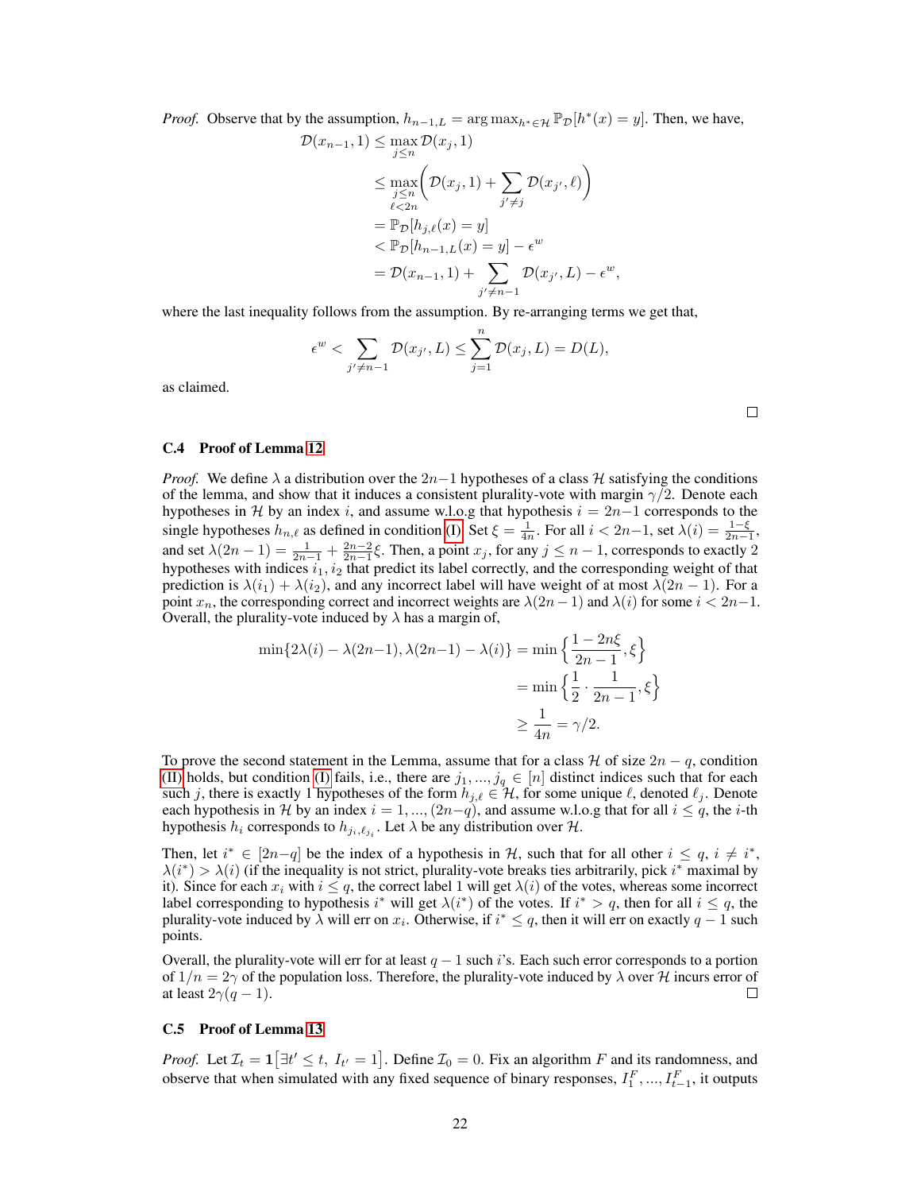*Proof.* Observe that by the assumption, $h_{n-1,L} = \arg\max_{h^* \in \mathcal{H}} \mathbb{P}_{\mathcal{D}}[h^*(x) = y]$. Then, we have,

$$
\begin{aligned}
\mathcal{D}(x_{n-1}, 1) &\le \max_{j \le n} \mathcal{D}(x_j, 1) \\
&\le \max_{\substack{j \le n \\ \ell < 2n}} \left( \mathcal{D}(x_j, 1) + \sum_{j' \ne j} \mathcal{D}(x_{j'}, \ell) \right) \\
&= \mathbb{P}_{\mathcal{D}}[h_{j,\ell}(x) = y] \\
&< \mathbb{P}_{\mathcal{D}}[h_{n-1,L}(x) = y] - \epsilon^w \\
&= \mathcal{D}(x_{n-1}, 1) + \sum_{j' \ne n-1} \mathcal{D}(x_{j'}, L) - \epsilon^w,
\end{aligned}
$$

where the last inequality follows from the assumption. By re-arranging terms we get that,

$$
\epsilon^w < \sum_{j' \ne n-1} \mathcal{D}(x_{j'}, L) \le \sum_{j=1}^{n} \mathcal{D}(x_j, L) = D(L),
$$

as claimed. $\square$

### C.4 Proof of Lemma 12

*Proof.* We define $\lambda$ a distribution over the $2n-1$ hypotheses of a class $\mathcal{H}$ satisfying the conditions of the lemma, and show that it induces a consistent plurality-vote with margin $\gamma/2$. Denote each hypotheses in $\mathcal{H}$ by an index $i$, and assume w.l.o.g that hypothesis $i = 2n-1$ corresponds to the single hypotheses $h_{n,\ell}$ as defined in condition (I). Set $\xi = \frac{1}{4n}$. For all $i < 2n-1$, set $\lambda(i) = \frac{1-\xi}{2n-1}$, and set $\lambda(2n-1) = \frac{1}{2n-1} + \frac{2n-2}{2n-1}\xi$. Then, a point $x_j$, for any $j \le n-1$, corresponds to exactly 2 hypotheses with indices $i_1, i_2$ that predict its label correctly, and the corresponding weight of that prediction is $\lambda(i_1) + \lambda(i_2)$, and any incorrect label will have weight of at most $\lambda(2n-1)$. For a point $x_n$, the corresponding correct and incorrect weights are $\lambda(2n-1)$ and $\lambda(i)$ for some $i < 2n-1$. Overall, the plurality-vote induced by $\lambda$ has a margin of,

$$
\begin{aligned}
\min\{2\lambda(i) - \lambda(2n-1), \lambda(2n-1) - \lambda(i)\} &= \min\left\{ \frac{1 - 2n\xi}{2n-1}, \xi \right\} \\
&= \min\left\{ \frac{1}{2} \cdot \frac{1}{2n-1}, \xi \right\} \\
&\ge \frac{1}{4n} = \gamma/2.
\end{aligned}
$$

To prove the second statement in the Lemma, assume that for a class $\mathcal{H}$ of size $2n-q$, condition (II) holds, but condition (I) fails, i.e., there are $j_1, ..., j_q \in [n]$ distinct indices such that for each such $j$, there is exactly 1 hypotheses of the form $h_{j,\ell} \in \mathcal{H}$, for some unique $\ell$, denoted $\ell_j$. Denote each hypothesis in $\mathcal{H}$ by an index $i = 1, ..., (2n-q)$, and assume w.l.o.g that for all $i \le q$, the $i$-th hypothesis $h_i$ corresponds to $h_{j_i, \ell_{j_i}}$. Let $\lambda$ be any distribution over $\mathcal{H}$.

Then, let $i^* \in [2n-q]$ be the index of a hypothesis in $\mathcal{H}$, such that for all other $i \le q$, $i \ne i^*$, $\lambda(i^*) > \lambda(i)$ (if the inequality is not strict, plurality-vote breaks ties arbitrarily, pick $i^*$ maximal by it). Since for each $x_i$ with $i \le q$, the correct label 1 will get $\lambda(i)$ of the votes, whereas some incorrect label corresponding to hypothesis $i^*$ will get $\lambda(i^*)$ of the votes. If $i^* > q$, then for all $i \le q$, the plurality-vote induced by $\lambda$ will err on $x_i$. Otherwise, if $i^* \le q$, then it will err on exactly $q-1$ such points.

Overall, the plurality-vote will err for at least $q-1$ such $i$'s. Each such error corresponds to a portion of $1/n = 2\gamma$ of the population loss. Therefore, the plurality-vote induced by $\lambda$ over $\mathcal{H}$ incurs error of at least $2\gamma(q-1)$. $\square$

### C.5 Proof of Lemma 13

*Proof.* Let $\mathcal{I}_t = \mathbf{1}\left[\exists t' \le t,\ I_{t'} = 1\right]$. Define $\mathcal{I}_0 = 0$. Fix an algorithm $F$ and its randomness, and observe that when simulated with any fixed sequence of binary responses, $I_1^F, ..., I_{t-1}^F$, it outputs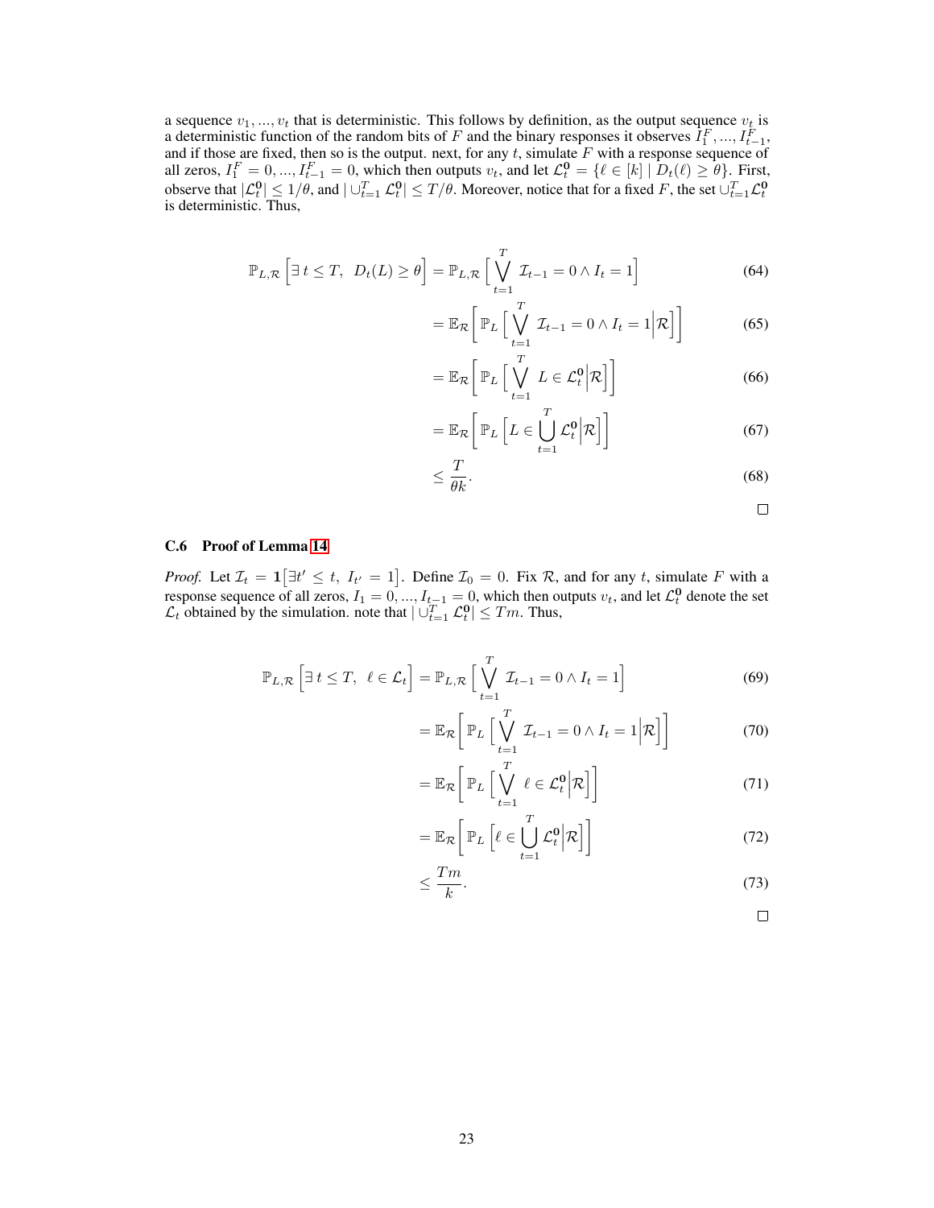a sequence $v_1, ..., v_t$ that is deterministic. This follows by definition, as the output sequence $v_t$ is a deterministic function of the random bits of $F$ and the binary responses it observes $I_1^F, ..., I_{t-1}^F$, and if those are fixed, then so is the output. next, for any $t$, simulate $F$ with a response sequence of all zeros, $I_1^F = 0, ..., I_{t-1}^F = 0$, which then outputs $v_t$, and let $\mathcal{L}_t^{\mathbf{0}} = \{\ell \in [k] \mid D_t(\ell) \geq \theta\}$. First, observe that $|\mathcal{L}_t^{\mathbf{0}}| \leq 1/\theta$, and $|\cup_{t=1}^T \mathcal{L}_t^{\mathbf{0}}| \leq T/\theta$. Moreover, notice that for a fixed $F$, the set $\cup_{t=1}^T \mathcal{L}_t^{\mathbf{0}}$ is deterministic. Thus,

$$
\begin{aligned}
\mathbb{P}_{L,\mathcal{R}}\Big[\exists\, t \leq T,\ \ D_t(L) \geq \theta\Big] &= \mathbb{P}_{L,\mathcal{R}}\Big[\bigvee_{t=1}^{T} \mathcal{I}_{t-1} = 0 \wedge I_t = 1\Big] &(64)\\
&= \mathbb{E}_{\mathcal{R}}\Bigg[\mathbb{P}_L\Big[\bigvee_{t=1}^{T} \mathcal{I}_{t-1} = 0 \wedge I_t = 1\Big|\mathcal{R}\Big]\Bigg] &(65)\\
&= \mathbb{E}_{\mathcal{R}}\Bigg[\mathbb{P}_L\Big[\bigvee_{t=1}^{T} L \in \mathcal{L}_t^{\mathbf{0}}\Big|\mathcal{R}\Big]\Bigg] &(66)\\
&= \mathbb{E}_{\mathcal{R}}\Bigg[\mathbb{P}_L\Big[L \in \bigcup_{t=1}^{T} \mathcal{L}_t^{\mathbf{0}}\Big|\mathcal{R}\Big]\Bigg] &(67)\\
&\leq \frac{T}{\theta k}. &(68)
\end{aligned}
$$

□

### C.6 Proof of Lemma 14

*Proof.* Let $\mathcal{I}_t = \mathbf{1}\big[\exists t' \leq t,\ I_{t'} = 1\big]$. Define $\mathcal{I}_0 = 0$. Fix $\mathcal{R}$, and for any $t$, simulate $F$ with a response sequence of all zeros, $I_1 = 0, ..., I_{t-1} = 0$, which then outputs $v_t$, and let $\mathcal{L}_t^{\mathbf{0}}$ denote the set $\mathcal{L}_t$ obtained by the simulation. note that $|\cup_{t=1}^T \mathcal{L}_t^{\mathbf{0}}| \leq Tm$. Thus,

$$
\begin{aligned}
\mathbb{P}_{L,\mathcal{R}}\Big[\exists\, t \leq T,\ \ \ell \in \mathcal{L}_t\Big] &= \mathbb{P}_{L,\mathcal{R}}\Big[\bigvee_{t=1}^{T} \mathcal{I}_{t-1} = 0 \wedge I_t = 1\Big] &(69)\\
&= \mathbb{E}_{\mathcal{R}}\Bigg[\mathbb{P}_L\Big[\bigvee_{t=1}^{T} \mathcal{I}_{t-1} = 0 \wedge I_t = 1\Big|\mathcal{R}\Big]\Bigg] &(70)\\
&= \mathbb{E}_{\mathcal{R}}\Bigg[\mathbb{P}_L\Big[\bigvee_{t=1}^{T} \ell \in \mathcal{L}_t^{\mathbf{0}}\Big|\mathcal{R}\Big]\Bigg] &(71)\\
&= \mathbb{E}_{\mathcal{R}}\Bigg[\mathbb{P}_L\Big[\ell \in \bigcup_{t=1}^{T} \mathcal{L}_t^{\mathbf{0}}\Big|\mathcal{R}\Big]\Bigg] &(72)\\
&\leq \frac{Tm}{k}. &(73)
\end{aligned}
$$

□